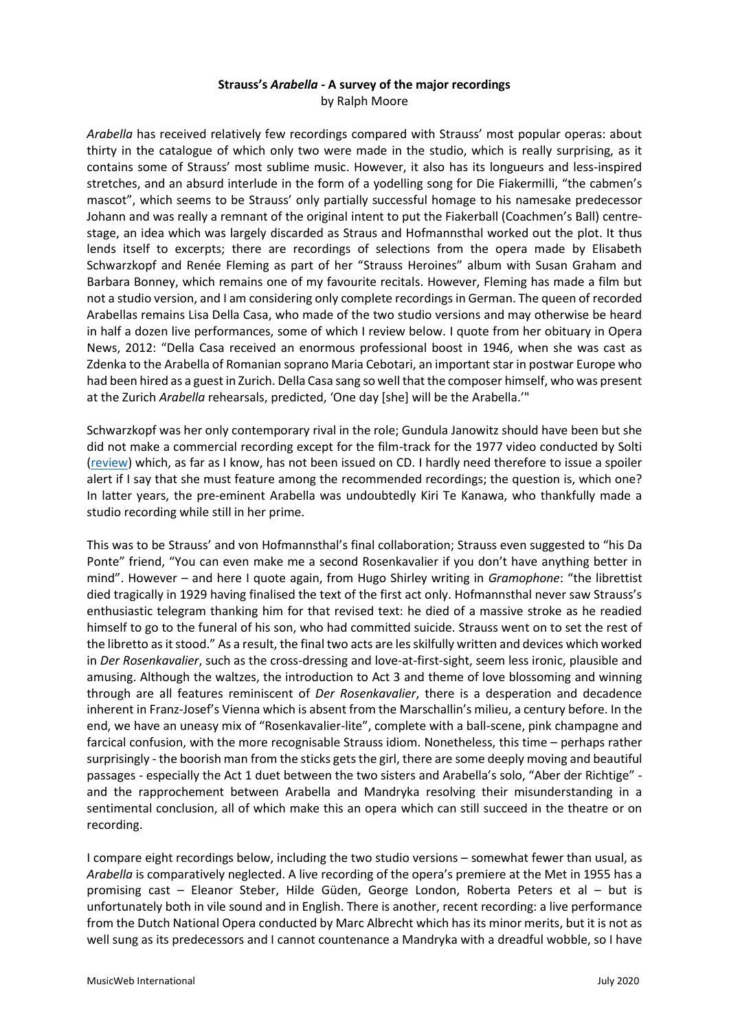**Strauss's *Arabella* - A survey of the major recordings**
by Ralph Moore

*Arabella* has received relatively few recordings compared with Strauss' most popular operas: about thirty in the catalogue of which only two were made in the studio, which is really surprising, as it contains some of Strauss' most sublime music. However, it also has its longueurs and less-inspired stretches, and an absurd interlude in the form of a yodelling song for Die Fiakermilli, "the cabmen's mascot", which seems to be Strauss' only partially successful homage to his namesake predecessor Johann and was really a remnant of the original intent to put the Fiakerball (Coachmen's Ball) centre-stage, an idea which was largely discarded as Straus and Hofmannsthal worked out the plot. It thus lends itself to excerpts; there are recordings of selections from the opera made by Elisabeth Schwarzkopf and Renée Fleming as part of her "Strauss Heroines" album with Susan Graham and Barbara Bonney, which remains one of my favourite recitals. However, Fleming has made a film but not a studio version, and I am considering only complete recordings in German. The queen of recorded Arabellas remains Lisa Della Casa, who made of the two studio versions and may otherwise be heard in half a dozen live performances, some of which I review below. I quote from her obituary in Opera News, 2012: "Della Casa received an enormous professional boost in 1946, when she was cast as Zdenka to the Arabella of Romanian soprano Maria Cebotari, an important star in postwar Europe who had been hired as a guest in Zurich. Della Casa sang so well that the composer himself, who was present at the Zurich *Arabella* rehearsals, predicted, 'One day [she] will be the Arabella.'"

Schwarzkopf was her only contemporary rival in the role; Gundula Janowitz should have been but she did not make a commercial recording except for the film-track for the 1977 video conducted by Solti (review) which, as far as I know, has not been issued on CD. I hardly need therefore to issue a spoiler alert if I say that she must feature among the recommended recordings; the question is, which one? In latter years, the pre-eminent Arabella was undoubtedly Kiri Te Kanawa, who thankfully made a studio recording while still in her prime.

This was to be Strauss' and von Hofmannsthal's final collaboration; Strauss even suggested to "his Da Ponte" friend, "You can even make me a second Rosenkavalier if you don't have anything better in mind". However – and here I quote again, from Hugo Shirley writing in *Gramophone*: "the librettist died tragically in 1929 having finalised the text of the first act only. Hofmannsthal never saw Strauss's enthusiastic telegram thanking him for that revised text: he died of a massive stroke as he readied himself to go to the funeral of his son, who had committed suicide. Strauss went on to set the rest of the libretto as it stood." As a result, the final two acts are les skilfully written and devices which worked in *Der Rosenkavalier*, such as the cross-dressing and love-at-first-sight, seem less ironic, plausible and amusing. Although the waltzes, the introduction to Act 3 and theme of love blossoming and winning through are all features reminiscent of *Der Rosenkavalier*, there is a desperation and decadence inherent in Franz-Josef's Vienna which is absent from the Marschallin's milieu, a century before. In the end, we have an uneasy mix of "Rosenkavalier-lite", complete with a ball-scene, pink champagne and farcical confusion, with the more recognisable Strauss idiom. Nonetheless, this time – perhaps rather surprisingly - the boorish man from the sticks gets the girl, there are some deeply moving and beautiful passages - especially the Act 1 duet between the two sisters and Arabella's solo, "Aber der Richtige" - and the rapprochement between Arabella and Mandryka resolving their misunderstanding in a sentimental conclusion, all of which make this an opera which can still succeed in the theatre or on recording.

I compare eight recordings below, including the two studio versions – somewhat fewer than usual, as *Arabella* is comparatively neglected. A live recording of the opera's premiere at the Met in 1955 has a promising cast – Eleanor Steber, Hilde Güden, George London, Roberta Peters et al – but is unfortunately both in vile sound and in English. There is another, recent recording: a live performance from the Dutch National Opera conducted by Marc Albrecht which has its minor merits, but it is not as well sung as its predecessors and I cannot countenance a Mandryka with a dreadful wobble, so I have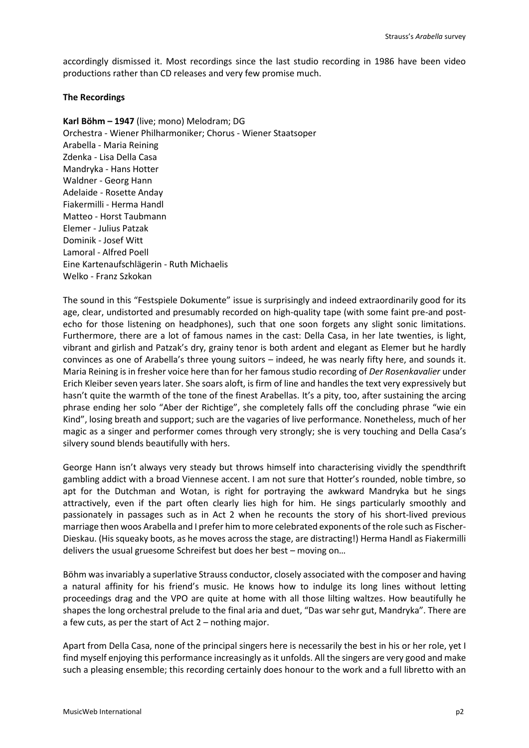accordingly dismissed it. Most recordings since the last studio recording in 1986 have been video productions rather than CD releases and very few promise much.

**The Recordings**

**Karl Böhm – 1947** (live; mono) Melodram; DG
Orchestra - Wiener Philharmoniker; Chorus - Wiener Staatsoper
Arabella - Maria Reining
Zdenka - Lisa Della Casa
Mandryka - Hans Hotter
Waldner - Georg Hann
Adelaide - Rosette Anday
Fiakermilli - Herma Handl
Matteo - Horst Taubmann
Elemer - Julius Patzak
Dominik - Josef Witt
Lamoral - Alfred Poell
Eine Kartenaufschlägerin - Ruth Michaelis
Welko - Franz Szkokan

The sound in this "Festspiele Dokumente" issue is surprisingly and indeed extraordinarily good for its age, clear, undistorted and presumably recorded on high-quality tape (with some faint pre-and post-echo for those listening on headphones), such that one soon forgets any slight sonic limitations. Furthermore, there are a lot of famous names in the cast: Della Casa, in her late twenties, is light, vibrant and girlish and Patzak's dry, grainy tenor is both ardent and elegant as Elemer but he hardly convinces as one of Arabella's three young suitors – indeed, he was nearly fifty here, and sounds it. Maria Reining is in fresher voice here than for her famous studio recording of *Der Rosenkavalier* under Erich Kleiber seven years later. She soars aloft, is firm of line and handles the text very expressively but hasn't quite the warmth of the tone of the finest Arabellas. It's a pity, too, after sustaining the arcing phrase ending her solo "Aber der Richtige", she completely falls off the concluding phrase "wie ein Kind", losing breath and support; such are the vagaries of live performance. Nonetheless, much of her magic as a singer and performer comes through very strongly; she is very touching and Della Casa's silvery sound blends beautifully with hers.

George Hann isn't always very steady but throws himself into characterising vividly the spendthrift gambling addict with a broad Viennese accent. I am not sure that Hotter's rounded, noble timbre, so apt for the Dutchman and Wotan, is right for portraying the awkward Mandryka but he sings attractively, even if the part often clearly lies high for him. He sings particularly smoothly and passionately in passages such as in Act 2 when he recounts the story of his short-lived previous marriage then woos Arabella and I prefer him to more celebrated exponents of the role such as Fischer-Dieskau. (His squeaky boots, as he moves across the stage, are distracting!) Herma Handl as Fiakermilli delivers the usual gruesome Schreifest but does her best – moving on…

Böhm was invariably a superlative Strauss conductor, closely associated with the composer and having a natural affinity for his friend's music. He knows how to indulge its long lines without letting proceedings drag and the VPO are quite at home with all those lilting waltzes. How beautifully he shapes the long orchestral prelude to the final aria and duet, "Das war sehr gut, Mandryka". There are a few cuts, as per the start of Act 2 – nothing major.

Apart from Della Casa, none of the principal singers here is necessarily the best in his or her role, yet I find myself enjoying this performance increasingly as it unfolds. All the singers are very good and make such a pleasing ensemble; this recording certainly does honour to the work and a full libretto with an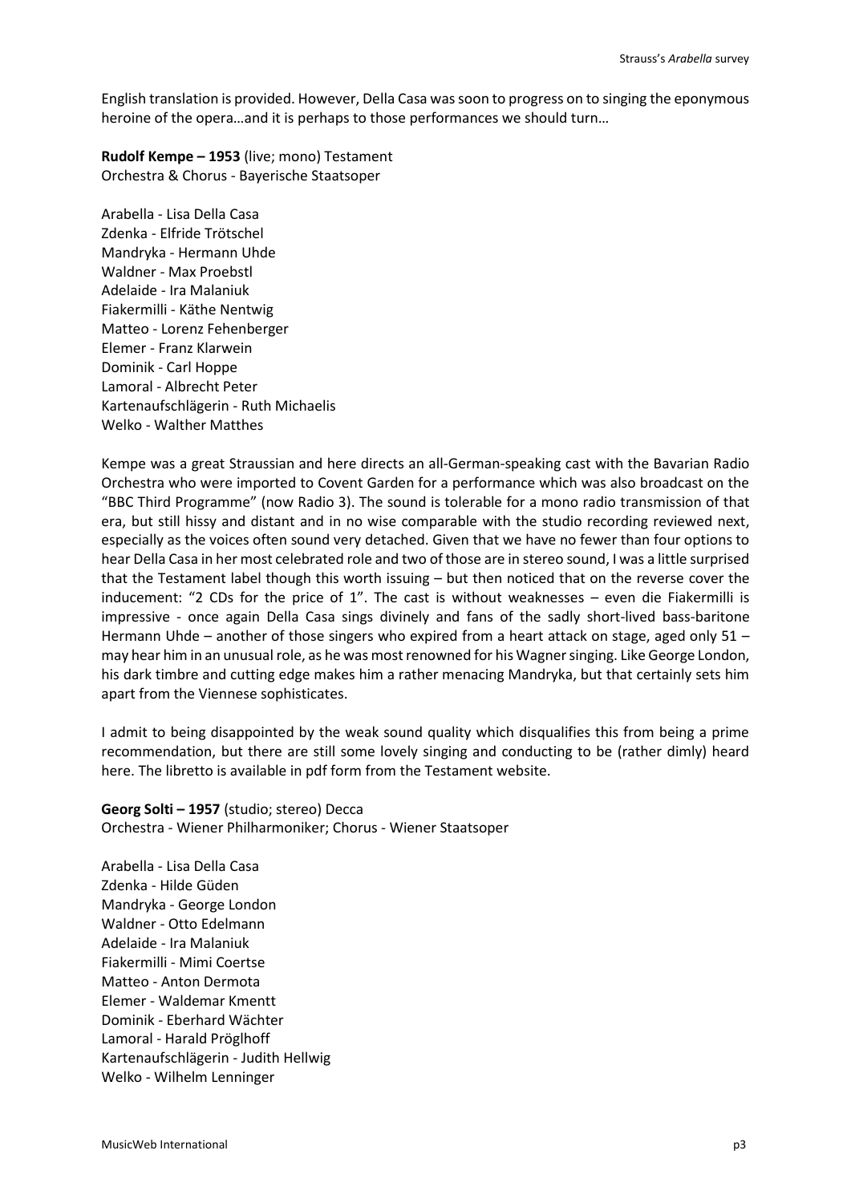English translation is provided. However, Della Casa was soon to progress on to singing the eponymous heroine of the opera…and it is perhaps to those performances we should turn…

**Rudolf Kempe – 1953** (live; mono) Testament
Orchestra & Chorus - Bayerische Staatsoper

Arabella - Lisa Della Casa
Zdenka - Elfride Trötschel
Mandryka - Hermann Uhde
Waldner - Max Proebstl
Adelaide - Ira Malaniuk
Fiakermilli - Käthe Nentwig
Matteo - Lorenz Fehenberger
Elemer - Franz Klarwein
Dominik - Carl Hoppe
Lamoral - Albrecht Peter
Kartenaufschlägerin - Ruth Michaelis
Welko - Walther Matthes

Kempe was a great Straussian and here directs an all-German-speaking cast with the Bavarian Radio Orchestra who were imported to Covent Garden for a performance which was also broadcast on the "BBC Third Programme" (now Radio 3). The sound is tolerable for a mono radio transmission of that era, but still hissy and distant and in no wise comparable with the studio recording reviewed next, especially as the voices often sound very detached. Given that we have no fewer than four options to hear Della Casa in her most celebrated role and two of those are in stereo sound, I was a little surprised that the Testament label though this worth issuing – but then noticed that on the reverse cover the inducement: "2 CDs for the price of 1". The cast is without weaknesses – even die Fiakermilli is impressive - once again Della Casa sings divinely and fans of the sadly short-lived bass-baritone Hermann Uhde – another of those singers who expired from a heart attack on stage, aged only 51 – may hear him in an unusual role, as he was most renowned for his Wagner singing. Like George London, his dark timbre and cutting edge makes him a rather menacing Mandryka, but that certainly sets him apart from the Viennese sophisticates.

I admit to being disappointed by the weak sound quality which disqualifies this from being a prime recommendation, but there are still some lovely singing and conducting to be (rather dimly) heard here. The libretto is available in pdf form from the Testament website.

**Georg Solti – 1957** (studio; stereo) Decca
Orchestra - Wiener Philharmoniker; Chorus - Wiener Staatsoper

Arabella - Lisa Della Casa
Zdenka - Hilde Güden
Mandryka - George London
Waldner - Otto Edelmann
Adelaide - Ira Malaniuk
Fiakermilli - Mimi Coertse
Matteo - Anton Dermota
Elemer - Waldemar Kmentt
Dominik - Eberhard Wächter
Lamoral - Harald Pröglhoff
Kartenaufschlägerin - Judith Hellwig
Welko - Wilhelm Lenninger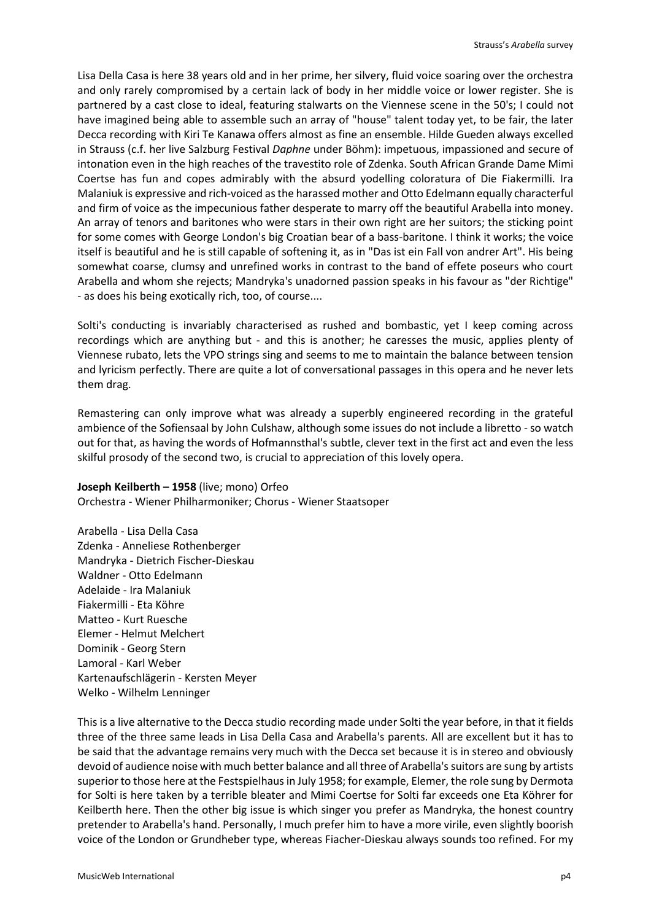Lisa Della Casa is here 38 years old and in her prime, her silvery, fluid voice soaring over the orchestra and only rarely compromised by a certain lack of body in her middle voice or lower register. She is partnered by a cast close to ideal, featuring stalwarts on the Viennese scene in the 50's; I could not have imagined being able to assemble such an array of "house" talent today yet, to be fair, the later Decca recording with Kiri Te Kanawa offers almost as fine an ensemble. Hilde Gueden always excelled in Strauss (c.f. her live Salzburg Festival *Daphne* under Böhm): impetuous, impassioned and secure of intonation even in the high reaches of the travestito role of Zdenka. South African Grande Dame Mimi Coertse has fun and copes admirably with the absurd yodelling coloratura of Die Fiakermilli. Ira Malaniuk is expressive and rich-voiced as the harassed mother and Otto Edelmann equally characterful and firm of voice as the impecunious father desperate to marry off the beautiful Arabella into money. An array of tenors and baritones who were stars in their own right are her suitors; the sticking point for some comes with George London's big Croatian bear of a bass-baritone. I think it works; the voice itself is beautiful and he is still capable of softening it, as in "Das ist ein Fall von andrer Art". His being somewhat coarse, clumsy and unrefined works in contrast to the band of effete poseurs who court Arabella and whom she rejects; Mandryka's unadorned passion speaks in his favour as "der Richtige" - as does his being exotically rich, too, of course....

Solti's conducting is invariably characterised as rushed and bombastic, yet I keep coming across recordings which are anything but - and this is another; he caresses the music, applies plenty of Viennese rubato, lets the VPO strings sing and seems to me to maintain the balance between tension and lyricism perfectly. There are quite a lot of conversational passages in this opera and he never lets them drag.

Remastering can only improve what was already a superbly engineered recording in the grateful ambience of the Sofiensaal by John Culshaw, although some issues do not include a libretto - so watch out for that, as having the words of Hofmannsthal's subtle, clever text in the first act and even the less skilful prosody of the second two, is crucial to appreciation of this lovely opera.

**Joseph Keilberth – 1958** (live; mono) Orfeo
Orchestra - Wiener Philharmoniker; Chorus - Wiener Staatsoper

Arabella - Lisa Della Casa
Zdenka - Anneliese Rothenberger
Mandryka - Dietrich Fischer-Dieskau
Waldner - Otto Edelmann
Adelaide - Ira Malaniuk
Fiakermilli - Eta Köhre
Matteo - Kurt Ruesche
Elemer - Helmut Melchert
Dominik - Georg Stern
Lamoral - Karl Weber
Kartenaufschlägerin - Kersten Meyer
Welko - Wilhelm Lenninger

This is a live alternative to the Decca studio recording made under Solti the year before, in that it fields three of the three same leads in Lisa Della Casa and Arabella's parents. All are excellent but it has to be said that the advantage remains very much with the Decca set because it is in stereo and obviously devoid of audience noise with much better balance and all three of Arabella's suitors are sung by artists superior to those here at the Festspielhaus in July 1958; for example, Elemer, the role sung by Dermota for Solti is here taken by a terrible bleater and Mimi Coertse for Solti far exceeds one Eta Köhrer for Keilberth here. Then the other big issue is which singer you prefer as Mandryka, the honest country pretender to Arabella's hand. Personally, I much prefer him to have a more virile, even slightly boorish voice of the London or Grundheber type, whereas Fiacher-Dieskau always sounds too refined. For my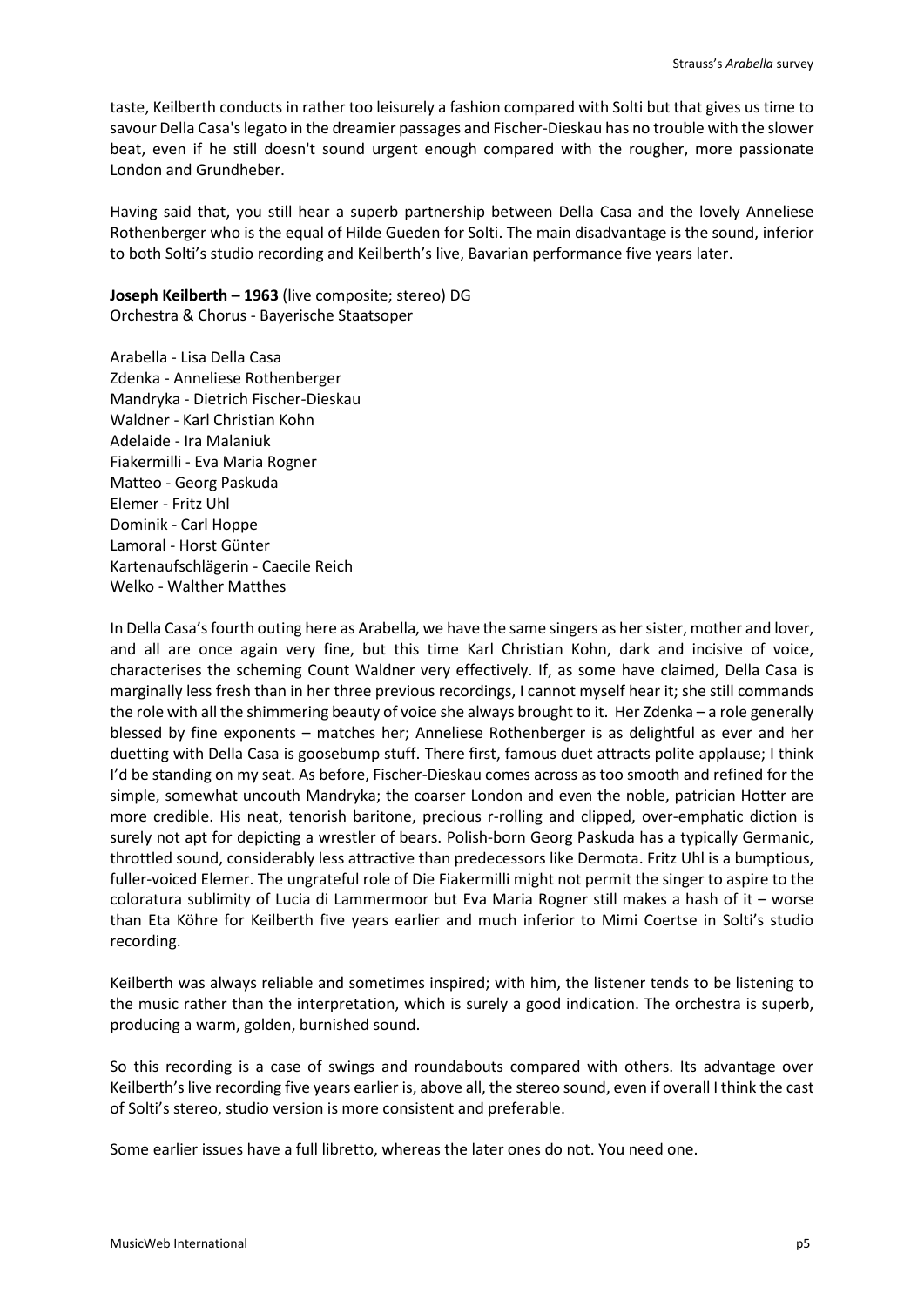taste, Keilberth conducts in rather too leisurely a fashion compared with Solti but that gives us time to savour Della Casa's legato in the dreamier passages and Fischer-Dieskau has no trouble with the slower beat, even if he still doesn't sound urgent enough compared with the rougher, more passionate London and Grundheber.

Having said that, you still hear a superb partnership between Della Casa and the lovely Anneliese Rothenberger who is the equal of Hilde Gueden for Solti. The main disadvantage is the sound, inferior to both Solti's studio recording and Keilberth's live, Bavarian performance five years later.

**Joseph Keilberth – 1963** (live composite; stereo) DG
Orchestra & Chorus - Bayerische Staatsoper

Arabella - Lisa Della Casa
Zdenka - Anneliese Rothenberger
Mandryka - Dietrich Fischer-Dieskau
Waldner - Karl Christian Kohn
Adelaide - Ira Malaniuk
Fiakermilli - Eva Maria Rogner
Matteo - Georg Paskuda
Elemer - Fritz Uhl
Dominik - Carl Hoppe
Lamoral - Horst Günter
Kartenaufschlägerin - Caecile Reich
Welko - Walther Matthes

In Della Casa's fourth outing here as Arabella, we have the same singers as her sister, mother and lover, and all are once again very fine, but this time Karl Christian Kohn, dark and incisive of voice, characterises the scheming Count Waldner very effectively. If, as some have claimed, Della Casa is marginally less fresh than in her three previous recordings, I cannot myself hear it; she still commands the role with all the shimmering beauty of voice she always brought to it. Her Zdenka – a role generally blessed by fine exponents – matches her; Anneliese Rothenberger is as delightful as ever and her duetting with Della Casa is goosebump stuff. There first, famous duet attracts polite applause; I think I'd be standing on my seat. As before, Fischer-Dieskau comes across as too smooth and refined for the simple, somewhat uncouth Mandryka; the coarser London and even the noble, patrician Hotter are more credible. His neat, tenorish baritone, precious r-rolling and clipped, over-emphatic diction is surely not apt for depicting a wrestler of bears. Polish-born Georg Paskuda has a typically Germanic, throttled sound, considerably less attractive than predecessors like Dermota. Fritz Uhl is a bumptious, fuller-voiced Elemer. The ungrateful role of Die Fiakermilli might not permit the singer to aspire to the coloratura sublimity of Lucia di Lammermoor but Eva Maria Rogner still makes a hash of it – worse than Eta Köhre for Keilberth five years earlier and much inferior to Mimi Coertse in Solti's studio recording.

Keilberth was always reliable and sometimes inspired; with him, the listener tends to be listening to the music rather than the interpretation, which is surely a good indication. The orchestra is superb, producing a warm, golden, burnished sound.

So this recording is a case of swings and roundabouts compared with others. Its advantage over Keilberth's live recording five years earlier is, above all, the stereo sound, even if overall I think the cast of Solti's stereo, studio version is more consistent and preferable.

Some earlier issues have a full libretto, whereas the later ones do not. You need one.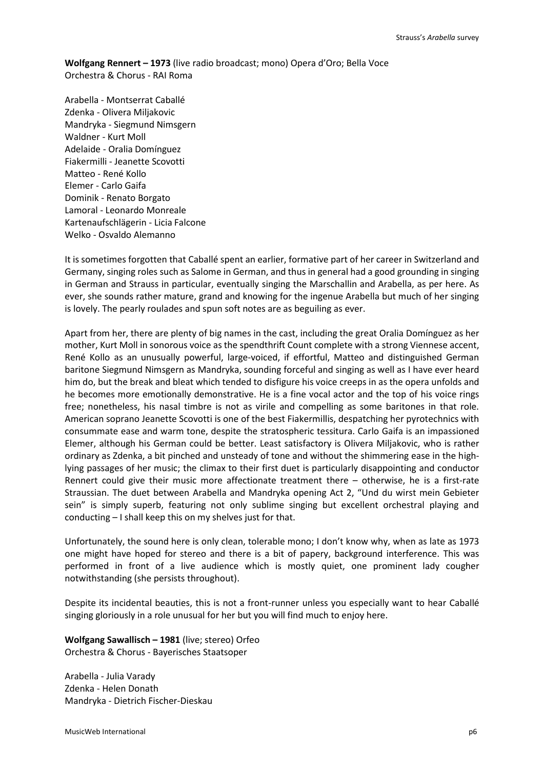**Wolfgang Rennert – 1973** (live radio broadcast; mono) Opera d'Oro; Bella Voce
Orchestra & Chorus - RAI Roma

Arabella - Montserrat Caballé
Zdenka - Olivera Miljakovic
Mandryka - Siegmund Nimsgern
Waldner - Kurt Moll
Adelaide - Oralia Domínguez
Fiakermilli - Jeanette Scovotti
Matteo - René Kollo
Elemer - Carlo Gaifa
Dominik - Renato Borgato
Lamoral - Leonardo Monreale
Kartenaufschlägerin - Licia Falcone
Welko - Osvaldo Alemanno

It is sometimes forgotten that Caballé spent an earlier, formative part of her career in Switzerland and Germany, singing roles such as Salome in German, and thus in general had a good grounding in singing in German and Strauss in particular, eventually singing the Marschallin and Arabella, as per here. As ever, she sounds rather mature, grand and knowing for the ingenue Arabella but much of her singing is lovely. The pearly roulades and spun soft notes are as beguiling as ever.

Apart from her, there are plenty of big names in the cast, including the great Oralia Domínguez as her mother, Kurt Moll in sonorous voice as the spendthrift Count complete with a strong Viennese accent, René Kollo as an unusually powerful, large-voiced, if effortful, Matteo and distinguished German baritone Siegmund Nimsgern as Mandryka, sounding forceful and singing as well as I have ever heard him do, but the break and bleat which tended to disfigure his voice creeps in as the opera unfolds and he becomes more emotionally demonstrative. He is a fine vocal actor and the top of his voice rings free; nonetheless, his nasal timbre is not as virile and compelling as some baritones in that role. American soprano Jeanette Scovotti is one of the best Fiakermillis, despatching her pyrotechnics with consummate ease and warm tone, despite the stratospheric tessitura. Carlo Gaifa is an impassioned Elemer, although his German could be better. Least satisfactory is Olivera Miljakovic, who is rather ordinary as Zdenka, a bit pinched and unsteady of tone and without the shimmering ease in the high-lying passages of her music; the climax to their first duet is particularly disappointing and conductor Rennert could give their music more affectionate treatment there – otherwise, he is a first-rate Straussian. The duet between Arabella and Mandryka opening Act 2, "Und du wirst mein Gebieter sein" is simply superb, featuring not only sublime singing but excellent orchestral playing and conducting – I shall keep this on my shelves just for that.

Unfortunately, the sound here is only clean, tolerable mono; I don't know why, when as late as 1973 one might have hoped for stereo and there is a bit of papery, background interference. This was performed in front of a live audience which is mostly quiet, one prominent lady cougher notwithstanding (she persists throughout).

Despite its incidental beauties, this is not a front-runner unless you especially want to hear Caballé singing gloriously in a role unusual for her but you will find much to enjoy here.

**Wolfgang Sawallisch – 1981** (live; stereo) Orfeo
Orchestra & Chorus - Bayerisches Staatsoper

Arabella - Julia Varady
Zdenka - Helen Donath
Mandryka - Dietrich Fischer-Dieskau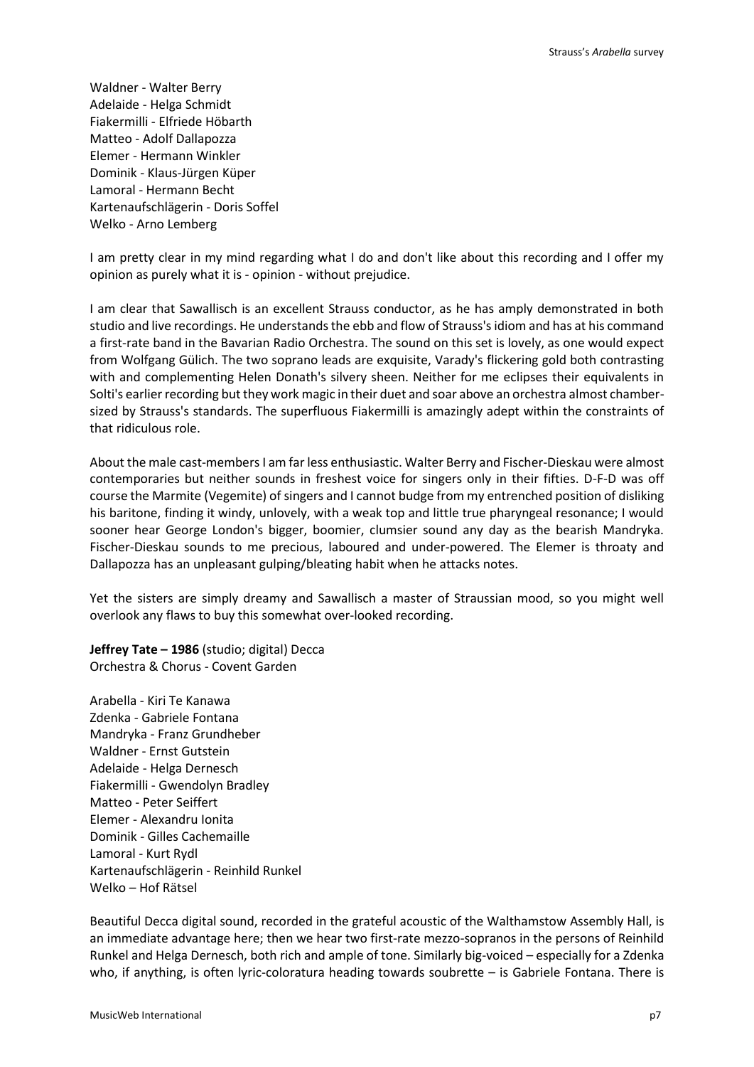Waldner - Walter Berry
Adelaide - Helga Schmidt
Fiakermilli - Elfriede Höbarth
Matteo - Adolf Dallapozza
Elemer - Hermann Winkler
Dominik - Klaus-Jürgen Küper
Lamoral - Hermann Becht
Kartenaufschlägerin - Doris Soffel
Welko - Arno Lemberg

I am pretty clear in my mind regarding what I do and don't like about this recording and I offer my opinion as purely what it is - opinion - without prejudice.

I am clear that Sawallisch is an excellent Strauss conductor, as he has amply demonstrated in both studio and live recordings. He understands the ebb and flow of Strauss's idiom and has at his command a first-rate band in the Bavarian Radio Orchestra. The sound on this set is lovely, as one would expect from Wolfgang Gülich. The two soprano leads are exquisite, Varady's flickering gold both contrasting with and complementing Helen Donath's silvery sheen. Neither for me eclipses their equivalents in Solti's earlier recording but they work magic in their duet and soar above an orchestra almost chamber-sized by Strauss's standards. The superfluous Fiakermilli is amazingly adept within the constraints of that ridiculous role.

About the male cast-members I am far less enthusiastic. Walter Berry and Fischer-Dieskau were almost contemporaries but neither sounds in freshest voice for singers only in their fifties. D-F-D was off course the Marmite (Vegemite) of singers and I cannot budge from my entrenched position of disliking his baritone, finding it windy, unlovely, with a weak top and little true pharyngeal resonance; I would sooner hear George London's bigger, boomier, clumsier sound any day as the bearish Mandryka. Fischer-Dieskau sounds to me precious, laboured and under-powered. The Elemer is throaty and Dallapozza has an unpleasant gulping/bleating habit when he attacks notes.

Yet the sisters are simply dreamy and Sawallisch a master of Straussian mood, so you might well overlook any flaws to buy this somewhat over-looked recording.

**Jeffrey Tate – 1986** (studio; digital) Decca
Orchestra & Chorus - Covent Garden

Arabella - Kiri Te Kanawa
Zdenka - Gabriele Fontana
Mandryka - Franz Grundheber
Waldner - Ernst Gutstein
Adelaide - Helga Dernesch
Fiakermilli - Gwendolyn Bradley
Matteo - Peter Seiffert
Elemer - Alexandru Ionita
Dominik - Gilles Cachemaille
Lamoral - Kurt Rydl
Kartenaufschlägerin - Reinhild Runkel
Welko – Hof Rätsel

Beautiful Decca digital sound, recorded in the grateful acoustic of the Walthamstow Assembly Hall, is an immediate advantage here; then we hear two first-rate mezzo-sopranos in the persons of Reinhild Runkel and Helga Dernesch, both rich and ample of tone. Similarly big-voiced – especially for a Zdenka who, if anything, is often lyric-coloratura heading towards soubrette – is Gabriele Fontana. There is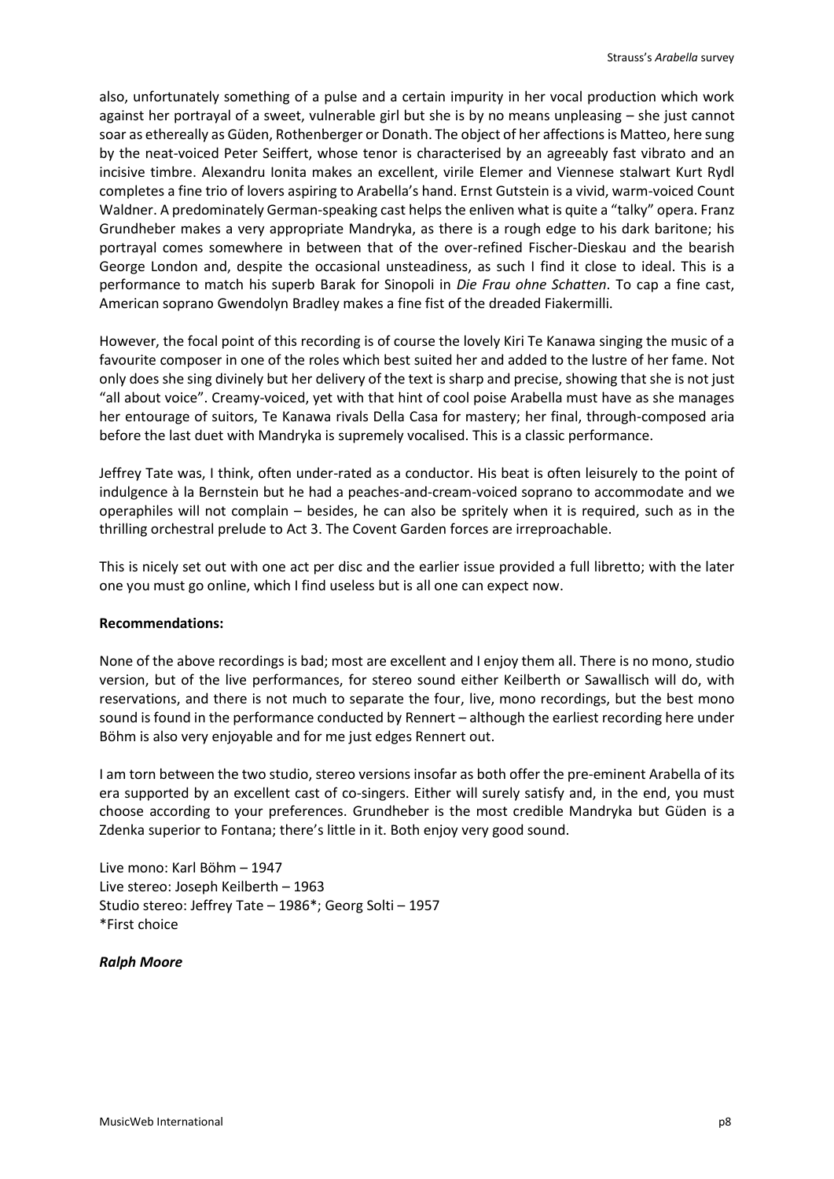also, unfortunately something of a pulse and a certain impurity in her vocal production which work against her portrayal of a sweet, vulnerable girl but she is by no means unpleasing – she just cannot soar as ethereally as Güden, Rothenberger or Donath. The object of her affections is Matteo, here sung by the neat-voiced Peter Seiffert, whose tenor is characterised by an agreeably fast vibrato and an incisive timbre. Alexandru Ionita makes an excellent, virile Elemer and Viennese stalwart Kurt Rydl completes a fine trio of lovers aspiring to Arabella's hand. Ernst Gutstein is a vivid, warm-voiced Count Waldner. A predominately German-speaking cast helps the enliven what is quite a "talky" opera. Franz Grundheber makes a very appropriate Mandryka, as there is a rough edge to his dark baritone; his portrayal comes somewhere in between that of the over-refined Fischer-Dieskau and the bearish George London and, despite the occasional unsteadiness, as such I find it close to ideal. This is a performance to match his superb Barak for Sinopoli in *Die Frau ohne Schatten*. To cap a fine cast, American soprano Gwendolyn Bradley makes a fine fist of the dreaded Fiakermilli.

However, the focal point of this recording is of course the lovely Kiri Te Kanawa singing the music of a favourite composer in one of the roles which best suited her and added to the lustre of her fame. Not only does she sing divinely but her delivery of the text is sharp and precise, showing that she is not just "all about voice". Creamy-voiced, yet with that hint of cool poise Arabella must have as she manages her entourage of suitors, Te Kanawa rivals Della Casa for mastery; her final, through-composed aria before the last duet with Mandryka is supremely vocalised. This is a classic performance.

Jeffrey Tate was, I think, often under-rated as a conductor. His beat is often leisurely to the point of indulgence à la Bernstein but he had a peaches-and-cream-voiced soprano to accommodate and we operaphiles will not complain – besides, he can also be spritely when it is required, such as in the thrilling orchestral prelude to Act 3. The Covent Garden forces are irreproachable.

This is nicely set out with one act per disc and the earlier issue provided a full libretto; with the later one you must go online, which I find useless but is all one can expect now.

**Recommendations:**

None of the above recordings is bad; most are excellent and I enjoy them all. There is no mono, studio version, but of the live performances, for stereo sound either Keilberth or Sawallisch will do, with reservations, and there is not much to separate the four, live, mono recordings, but the best mono sound is found in the performance conducted by Rennert – although the earliest recording here under Böhm is also very enjoyable and for me just edges Rennert out.

I am torn between the two studio, stereo versions insofar as both offer the pre-eminent Arabella of its era supported by an excellent cast of co-singers. Either will surely satisfy and, in the end, you must choose according to your preferences. Grundheber is the most credible Mandryka but Güden is a Zdenka superior to Fontana; there's little in it. Both enjoy very good sound.

Live mono: Karl Böhm – 1947
Live stereo: Joseph Keilberth – 1963
Studio stereo: Jeffrey Tate – 1986*; Georg Solti – 1957
*First choice

***Ralph Moore***